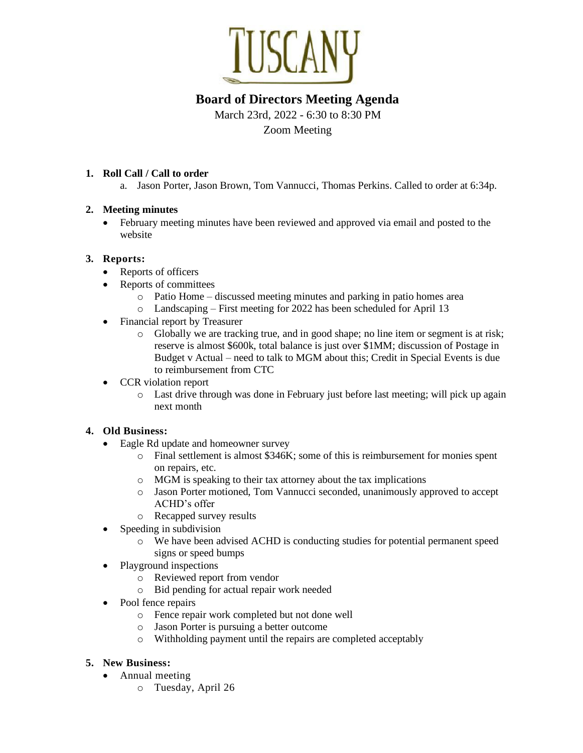# TUSCANY

## Board of Directors Meeting Agenda

March 23rd, 2022 - 6:30 to 8:30 PM

Zoom Meeting

1. **Roll Call / Call to order**
   a. Jason Porter, Jason Brown, Tom Vannucci, Thomas Perkins. Called to order at 6:34p.

2. **Meeting minutes**
   - February meeting minutes have been reviewed and approved via email and posted to the website

3. **Reports:**
   - Reports of officers
   - Reports of committees
     - Patio Home – discussed meeting minutes and parking in patio homes area
     - Landscaping – First meeting for 2022 has been scheduled for April 13
   - Financial report by Treasurer
     - Globally we are tracking true, and in good shape; no line item or segment is at risk; reserve is almost $600k, total balance is just over $1MM; discussion of Postage in Budget v Actual – need to talk to MGM about this; Credit in Special Events is due to reimbursement from CTC
   - CCR violation report
     - Last drive through was done in February just before last meeting; will pick up again next month

4. **Old Business:**
   - Eagle Rd update and homeowner survey
     - Final settlement is almost $346K; some of this is reimbursement for monies spent on repairs, etc.
     - MGM is speaking to their tax attorney about the tax implications
     - Jason Porter motioned, Tom Vannucci seconded, unanimously approved to accept ACHD's offer
     - Recapped survey results
   - Speeding in subdivision
     - We have been advised ACHD is conducting studies for potential permanent speed signs or speed bumps
   - Playground inspections
     - Reviewed report from vendor
     - Bid pending for actual repair work needed
   - Pool fence repairs
     - Fence repair work completed but not done well
     - Jason Porter is pursuing a better outcome
     - Withholding payment until the repairs are completed acceptably

5. **New Business:**
   - Annual meeting
     - Tuesday, April 26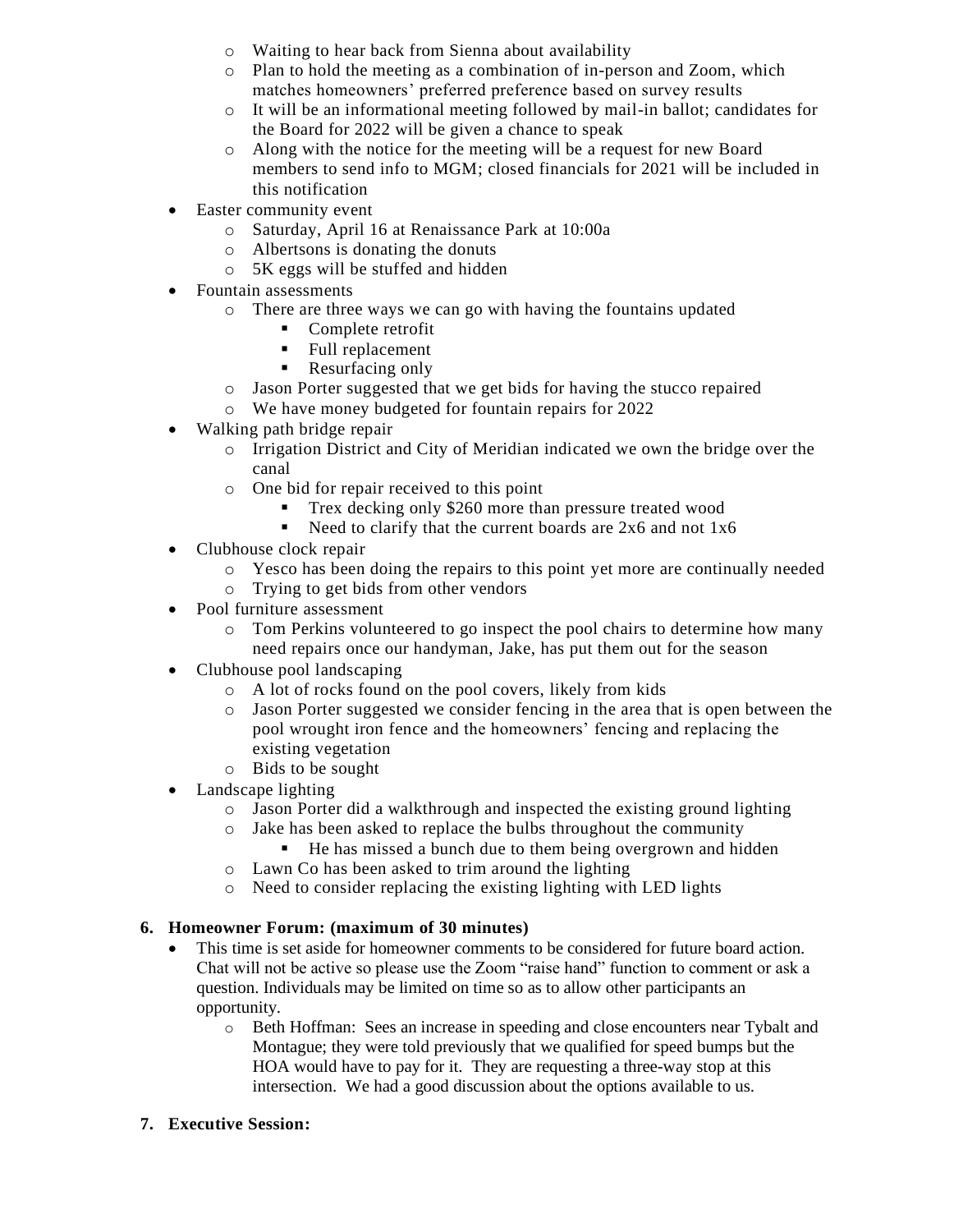- Waiting to hear back from Sienna about availability
    - Plan to hold the meeting as a combination of in-person and Zoom, which matches homeowners' preferred preference based on survey results
    - It will be an informational meeting followed by mail-in ballot; candidates for the Board for 2022 will be given a chance to speak
    - Along with the notice for the meeting will be a request for new Board members to send info to MGM; closed financials for 2021 will be included in this notification
- Easter community event
    - Saturday, April 16 at Renaissance Park at 10:00a
    - Albertsons is donating the donuts
    - 5K eggs will be stuffed and hidden
- Fountain assessments
    - There are three ways we can go with having the fountains updated
        - Complete retrofit
        - Full replacement
        - Resurfacing only
    - Jason Porter suggested that we get bids for having the stucco repaired
    - We have money budgeted for fountain repairs for 2022
- Walking path bridge repair
    - Irrigation District and City of Meridian indicated we own the bridge over the canal
    - One bid for repair received to this point
        - Trex decking only $260 more than pressure treated wood
        - Need to clarify that the current boards are 2x6 and not 1x6
- Clubhouse clock repair
    - Yesco has been doing the repairs to this point yet more are continually needed
    - Trying to get bids from other vendors
- Pool furniture assessment
    - Tom Perkins volunteered to go inspect the pool chairs to determine how many need repairs once our handyman, Jake, has put them out for the season
- Clubhouse pool landscaping
    - A lot of rocks found on the pool covers, likely from kids
    - Jason Porter suggested we consider fencing in the area that is open between the pool wrought iron fence and the homeowners' fencing and replacing the existing vegetation
    - Bids to be sought
- Landscape lighting
    - Jason Porter did a walkthrough and inspected the existing ground lighting
    - Jake has been asked to replace the bulbs throughout the community
        - He has missed a bunch due to them being overgrown and hidden
    - Lawn Co has been asked to trim around the lighting
    - Need to consider replacing the existing lighting with LED lights

**6. Homeowner Forum: (maximum of 30 minutes)**

- This time is set aside for homeowner comments to be considered for future board action. Chat will not be active so please use the Zoom "raise hand" function to comment or ask a question. Individuals may be limited on time so as to allow other participants an opportunity.
    - Beth Hoffman: Sees an increase in speeding and close encounters near Tybalt and Montague; they were told previously that we qualified for speed bumps but the HOA would have to pay for it. They are requesting a three-way stop at this intersection. We had a good discussion about the options available to us.

**7. Executive Session:**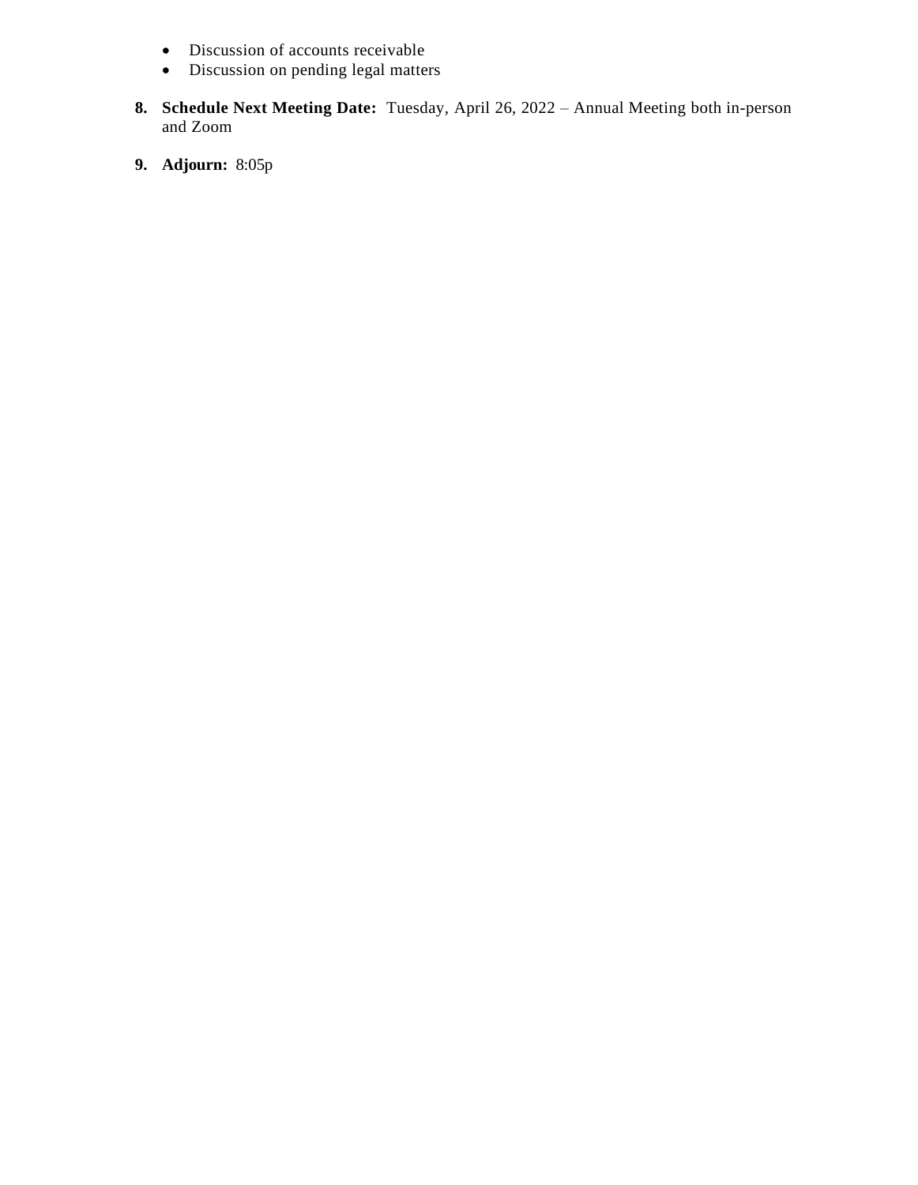- Discussion of accounts receivable
- Discussion on pending legal matters

8. **Schedule Next Meeting Date:** Tuesday, April 26, 2022 – Annual Meeting both in-person and Zoom

9. **Adjourn:** 8:05p